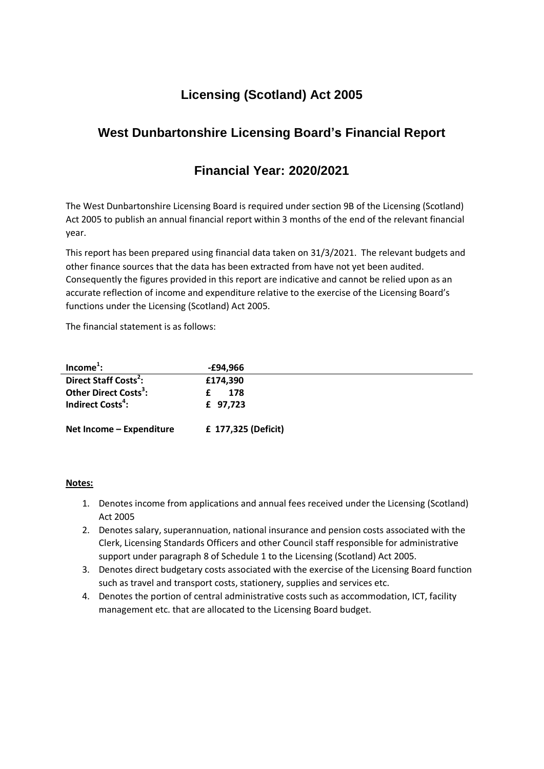# Licensing (Scotland) Act 2005

## West Dunbartonshire Licensing Board's Financial Report

## Financial Year: 2020/2021

The West Dunbartonshire Licensing Board is required under section 9B of the Licensing (Scotland) Act 2005 to publish an annual financial report within 3 months of the end of the relevant financial year.

This report has been prepared using financial data taken on 31/3/2021. The relevant budgets and other finance sources that the data has been extracted from have not yet been audited. Consequently the figures provided in this report are indicative and cannot be relied upon as an accurate reflection of income and expenditure relative to the exercise of the Licensing Board's functions under the Licensing (Scotland) Act 2005.

The financial statement is as follows:

| | |
|---|---|
| **Income[1]:** | **-£94,966** |
| **Direct Staff Costs[2]:** | **£174,390** |
| **Other Direct Costs[3]:** | **£ 178** |
| **Indirect Costs[4]:** | **£ 97,723** |
| **Net Income – Expenditure** | **£ 177,325 (Deficit)** |

**Notes:**

1. Denotes income from applications and annual fees received under the Licensing (Scotland) Act 2005
2. Denotes salary, superannuation, national insurance and pension costs associated with the Clerk, Licensing Standards Officers and other Council staff responsible for administrative support under paragraph 8 of Schedule 1 to the Licensing (Scotland) Act 2005.
3. Denotes direct budgetary costs associated with the exercise of the Licensing Board function such as travel and transport costs, stationery, supplies and services etc.
4. Denotes the portion of central administrative costs such as accommodation, ICT, facility management etc. that are allocated to the Licensing Board budget.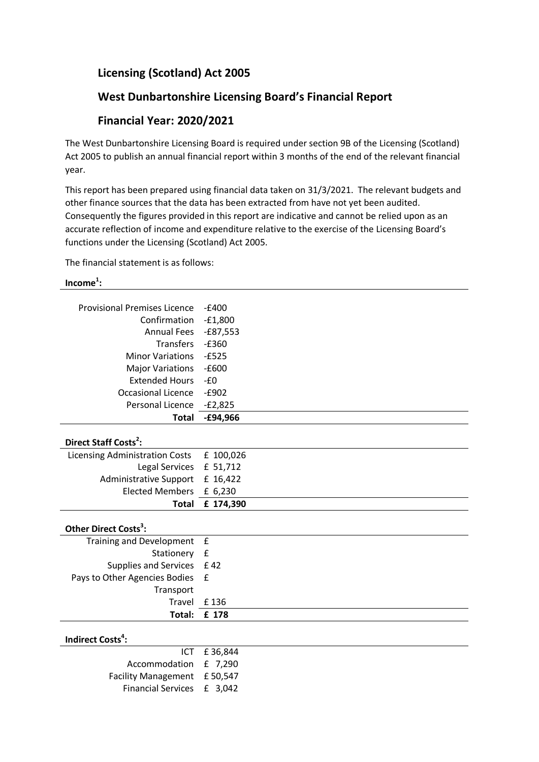## Licensing (Scotland) Act 2005

## West Dunbartonshire Licensing Board's Financial Report

## Financial Year: 2020/2021

The West Dunbartonshire Licensing Board is required under section 9B of the Licensing (Scotland) Act 2005 to publish an annual financial report within 3 months of the end of the relevant financial year.

This report has been prepared using financial data taken on 31/3/2021. The relevant budgets and other finance sources that the data has been extracted from have not yet been audited. Consequently the figures provided in this report are indicative and cannot be relied upon as an accurate reflection of income and expenditure relative to the exercise of the Licensing Board's functions under the Licensing (Scotland) Act 2005.

The financial statement is as follows:

**Income[1]:**

| | |
|---|---|
| Provisional Premises Licence | -£400 |
| Confirmation | -£1,800 |
| Annual Fees | -£87,553 |
| Transfers | -£360 |
| Minor Variations | -£525 |
| Major Variations | -£600 |
| Extended Hours | -£0 |
| Occasional Licence | -£902 |
| Personal Licence | -£2,825 |
| **Total** | **-£94,966** |

**Direct Staff Costs[2]:**

| | |
|---|---|
| Licensing Administration Costs | £ 100,026 |
| Legal Services | £ 51,712 |
| Administrative Support | £ 16,422 |
| Elected Members | £ 6,230 |
| **Total** | **£ 174,390** |

**Other Direct Costs[3]:**

| | |
|---|---|
| Training and Development | £ |
| Stationery | £ |
| Supplies and Services | £ 42 |
| Pays to Other Agencies Bodies | £ |
| Transport | |
| Travel | £ 136 |
| **Total:** | **£ 178** |

**Indirect Costs[4]:**

| | |
|---|---|
| ICT | £ 36,844 |
| Accommodation | £ 7,290 |
| Facility Management | £ 50,547 |
| Financial Services | £ 3,042 |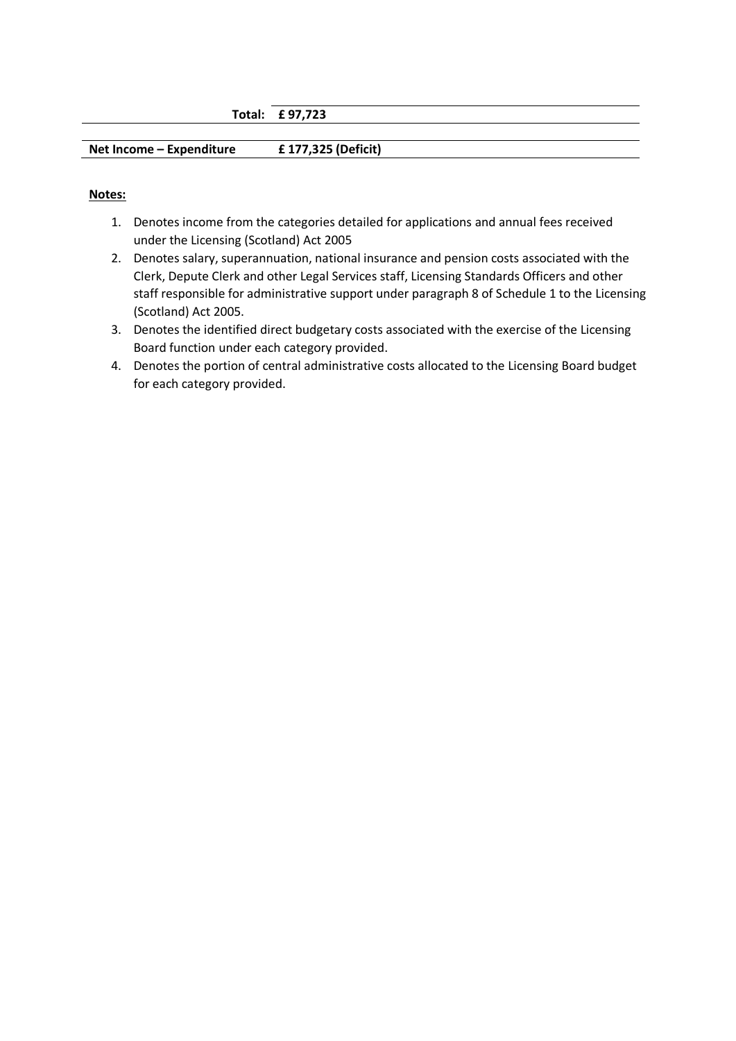| | |
|---|---|
| **Total:** | **£ 97,723** |
| **Net Income – Expenditure** | **£ 177,325 (Deficit)** |

**Notes:**

1. Denotes income from the categories detailed for applications and annual fees received under the Licensing (Scotland) Act 2005
2. Denotes salary, superannuation, national insurance and pension costs associated with the Clerk, Depute Clerk and other Legal Services staff, Licensing Standards Officers and other staff responsible for administrative support under paragraph 8 of Schedule 1 to the Licensing (Scotland) Act 2005.
3. Denotes the identified direct budgetary costs associated with the exercise of the Licensing Board function under each category provided.
4. Denotes the portion of central administrative costs allocated to the Licensing Board budget for each category provided.